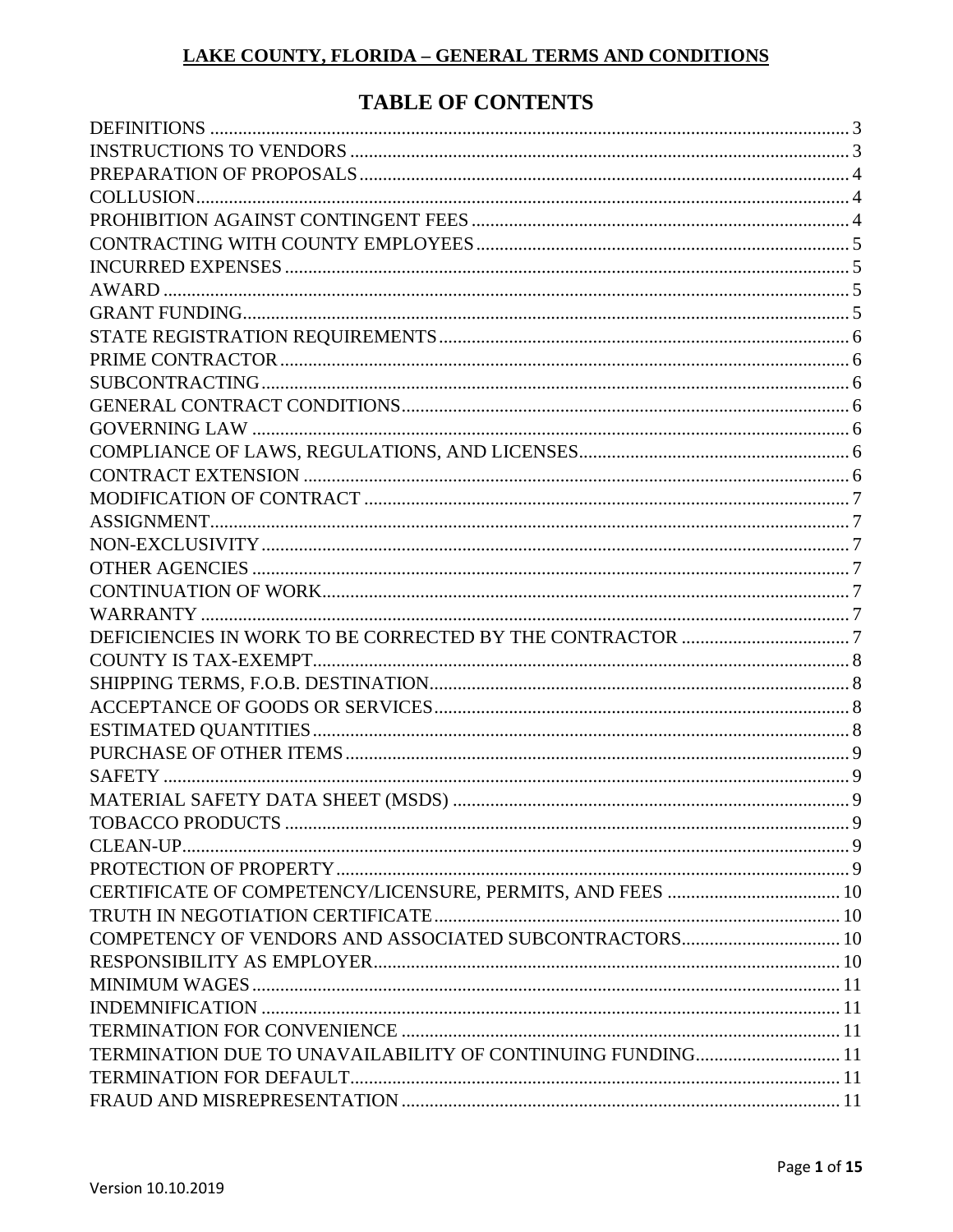# LAKE COUNTY, FLORIDA – GENERAL TERMS AND CONDITIONS

## TABLE OF CONTENTS

DEFINITIONS ........................................................................................................................... 3
INSTRUCTIONS TO VENDORS ........................................................................................... 3
PREPARATION OF PROPOSALS ......................................................................................... 4
COLLUSION ............................................................................................................................. 4
PROHIBITION AGAINST CONTINGENT FEES ................................................................. 4
CONTRACTING WITH COUNTY EMPLOYEES ................................................................ 5
INCURRED EXPENSES ......................................................................................................... 5
AWARD .................................................................................................................................... 5
GRANT FUNDING ................................................................................................................... 5
STATE REGISTRATION REQUIREMENTS ........................................................................ 6
PRIME CONTRACTOR .......................................................................................................... 6
SUBCONTRACTING ............................................................................................................... 6
GENERAL CONTRACT CONDITIONS ................................................................................. 6
GOVERNING LAW .................................................................................................................. 6
COMPLIANCE OF LAWS, REGULATIONS, AND LICENSES .......................................... 6
CONTRACT EXTENSION ...................................................................................................... 6
MODIFICATION OF CONTRACT ......................................................................................... 7
ASSIGNMENT .......................................................................................................................... 7
NON-EXCLUSIVITY ............................................................................................................... 7
OTHER AGENCIES ................................................................................................................. 7
CONTINUATION OF WORK .................................................................................................. 7
WARRANTY ............................................................................................................................. 7
DEFICIENCIES IN WORK TO BE CORRECTED BY THE CONTRACTOR ..................... 7
COUNTY IS TAX-EXEMPT .................................................................................................... 8
SHIPPING TERMS, F.O.B. DESTINATION ........................................................................... 8
ACCEPTANCE OF GOODS OR SERVICES .......................................................................... 8
ESTIMATED QUANTITIES .................................................................................................... 8
PURCHASE OF OTHER ITEMS ............................................................................................. 9
SAFETY ..................................................................................................................................... 9
MATERIAL SAFETY DATA SHEET (MSDS) ...................................................................... 9
TOBACCO PRODUCTS .......................................................................................................... 9
CLEAN-UP ................................................................................................................................ 9
PROTECTION OF PROPERTY ............................................................................................... 9
CERTIFICATE OF COMPETENCY/LICENSURE, PERMITS, AND FEES ...................... 10
TRUTH IN NEGOTIATION CERTIFICATE ........................................................................ 10
COMPETENCY OF VENDORS AND ASSOCIATED SUBCONTRACTORS ................... 10
RESPONSIBILITY AS EMPLOYER ..................................................................................... 10
MINIMUM WAGES ............................................................................................................... 11
INDEMNIFICATION ............................................................................................................. 11
TERMINATION FOR CONVENIENCE ............................................................................... 11
TERMINATION DUE TO UNAVAILABILITY OF CONTINUING FUNDING ................ 11
TERMINATION FOR DEFAULT .......................................................................................... 11
FRAUD AND MISREPRESENTATION ............................................................................... 11

Version 10.10.2019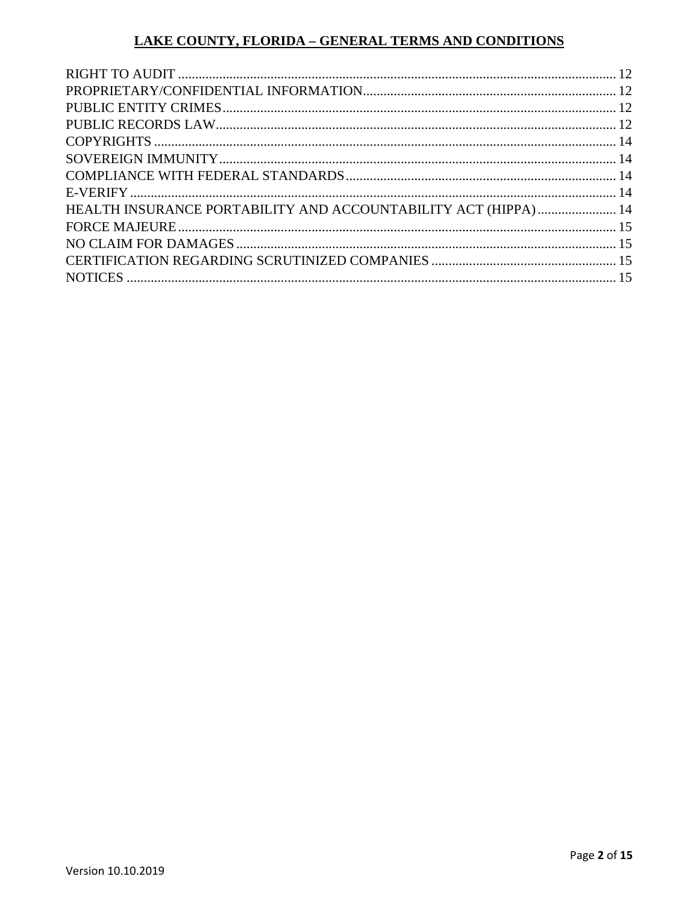## LAKE COUNTY, FLORIDA – GENERAL TERMS AND CONDITIONS

RIGHT TO AUDIT ............................................................................................................... 12
PROPRIETARY/CONFIDENTIAL INFORMATION ......................................................................... 12
PUBLIC ENTITY CRIMES .................................................................................................. 12
PUBLIC RECORDS LAW .................................................................................................... 12
COPYRIGHTS ...................................................................................................................... 14
SOVEREIGN IMMUNITY ................................................................................................... 14
COMPLIANCE WITH FEDERAL STANDARDS ............................................................................... 14
E-VERIFY ............................................................................................................................. 14
HEALTH INSURANCE PORTABILITY AND ACCOUNTABILITY ACT (HIPPA) ....................... 14
FORCE MAJEURE ............................................................................................................... 15
NO CLAIM FOR DAMAGES .............................................................................................. 15
CERTIFICATION REGARDING SCRUTINIZED COMPANIES ...................................................... 15
NOTICES .............................................................................................................................. 15

Version 10.10.2019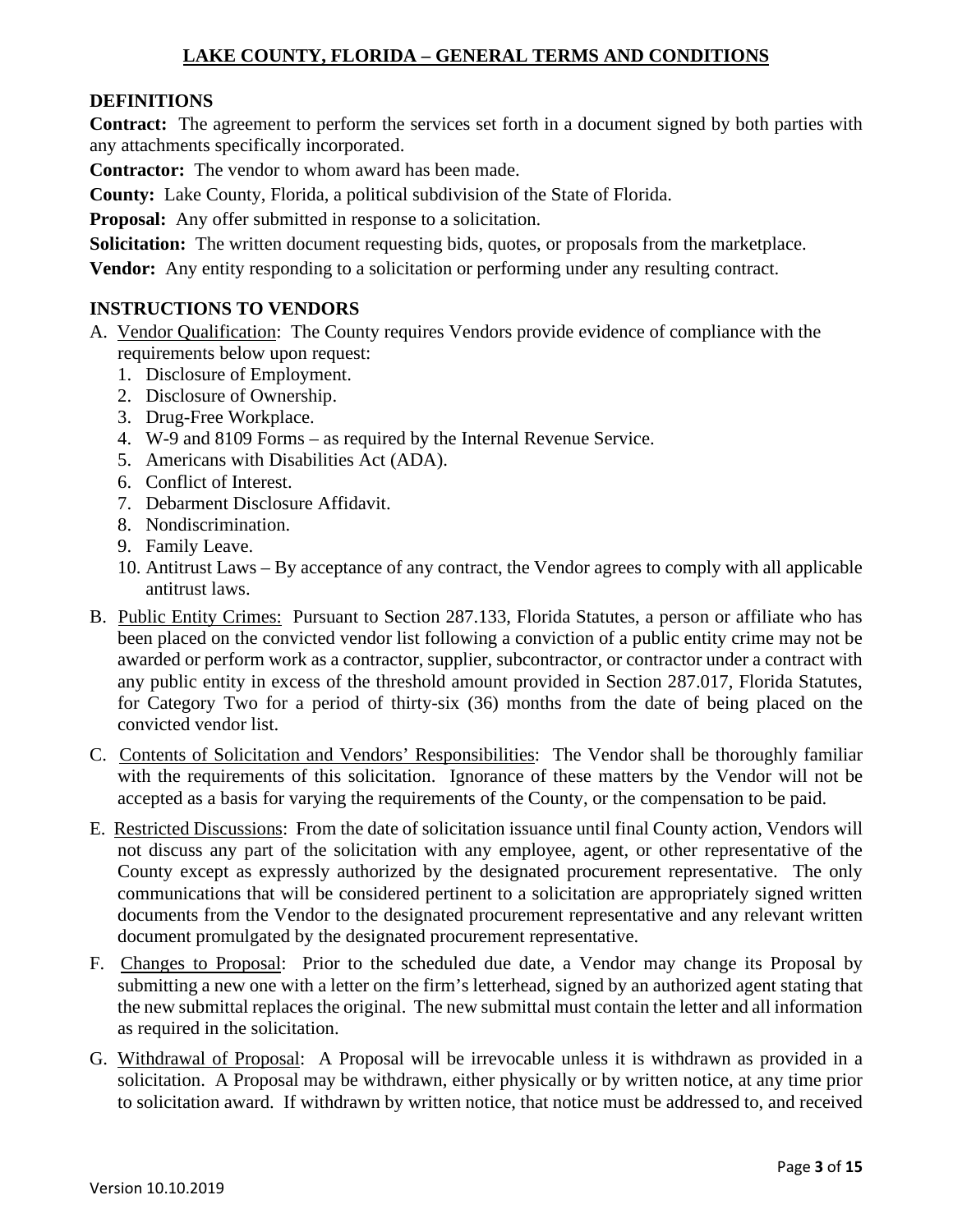# LAKE COUNTY, FLORIDA – GENERAL TERMS AND CONDITIONS

## DEFINITIONS

**Contract:** The agreement to perform the services set forth in a document signed by both parties with any attachments specifically incorporated.

**Contractor:** The vendor to whom award has been made.

**County:** Lake County, Florida, a political subdivision of the State of Florida.

**Proposal:** Any offer submitted in response to a solicitation.

**Solicitation:** The written document requesting bids, quotes, or proposals from the marketplace.

**Vendor:** Any entity responding to a solicitation or performing under any resulting contract.

## INSTRUCTIONS TO VENDORS

A. Vendor Qualification: The County requires Vendors provide evidence of compliance with the requirements below upon request:
   1. Disclosure of Employment.
   2. Disclosure of Ownership.
   3. Drug-Free Workplace.
   4. W-9 and 8109 Forms – as required by the Internal Revenue Service.
   5. Americans with Disabilities Act (ADA).
   6. Conflict of Interest.
   7. Debarment Disclosure Affidavit.
   8. Nondiscrimination.
   9. Family Leave.
   10. Antitrust Laws – By acceptance of any contract, the Vendor agrees to comply with all applicable antitrust laws.

B. Public Entity Crimes: Pursuant to Section 287.133, Florida Statutes, a person or affiliate who has been placed on the convicted vendor list following a conviction of a public entity crime may not be awarded or perform work as a contractor, supplier, subcontractor, or contractor under a contract with any public entity in excess of the threshold amount provided in Section 287.017, Florida Statutes, for Category Two for a period of thirty-six (36) months from the date of being placed on the convicted vendor list.

C. Contents of Solicitation and Vendors' Responsibilities: The Vendor shall be thoroughly familiar with the requirements of this solicitation. Ignorance of these matters by the Vendor will not be accepted as a basis for varying the requirements of the County, or the compensation to be paid.

E. Restricted Discussions: From the date of solicitation issuance until final County action, Vendors will not discuss any part of the solicitation with any employee, agent, or other representative of the County except as expressly authorized by the designated procurement representative. The only communications that will be considered pertinent to a solicitation are appropriately signed written documents from the Vendor to the designated procurement representative and any relevant written document promulgated by the designated procurement representative.

F. Changes to Proposal: Prior to the scheduled due date, a Vendor may change its Proposal by submitting a new one with a letter on the firm's letterhead, signed by an authorized agent stating that the new submittal replaces the original. The new submittal must contain the letter and all information as required in the solicitation.

G. Withdrawal of Proposal: A Proposal will be irrevocable unless it is withdrawn as provided in a solicitation. A Proposal may be withdrawn, either physically or by written notice, at any time prior to solicitation award. If withdrawn by written notice, that notice must be addressed to, and received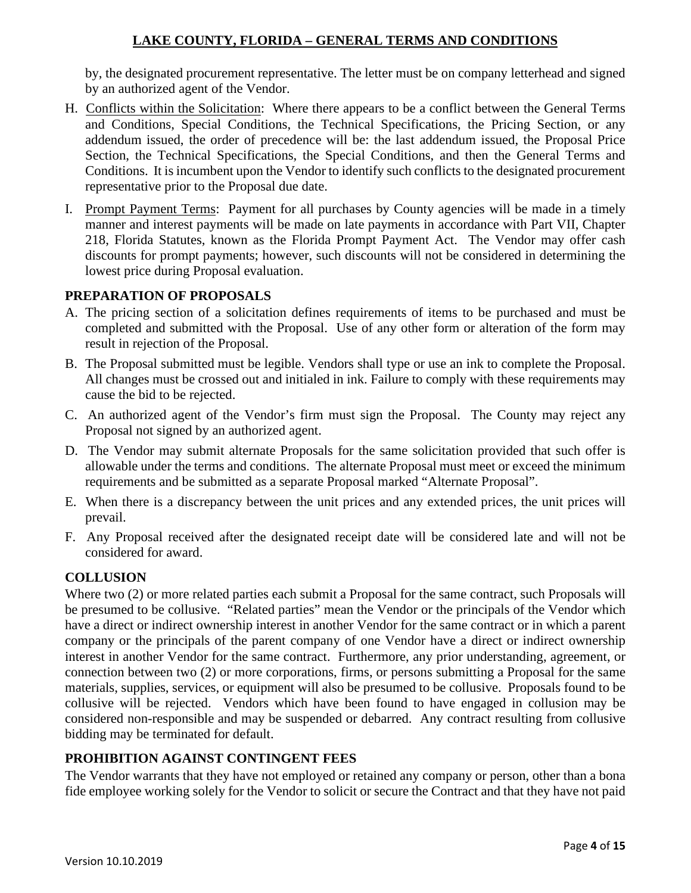by, the designated procurement representative. The letter must be on company letterhead and signed by an authorized agent of the Vendor.

H. Conflicts within the Solicitation: Where there appears to be a conflict between the General Terms and Conditions, Special Conditions, the Technical Specifications, the Pricing Section, or any addendum issued, the order of precedence will be: the last addendum issued, the Proposal Price Section, the Technical Specifications, the Special Conditions, and then the General Terms and Conditions. It is incumbent upon the Vendor to identify such conflicts to the designated procurement representative prior to the Proposal due date.

I. Prompt Payment Terms: Payment for all purchases by County agencies will be made in a timely manner and interest payments will be made on late payments in accordance with Part VII, Chapter 218, Florida Statutes, known as the Florida Prompt Payment Act. The Vendor may offer cash discounts for prompt payments; however, such discounts will not be considered in determining the lowest price during Proposal evaluation.

## PREPARATION OF PROPOSALS

A. The pricing section of a solicitation defines requirements of items to be purchased and must be completed and submitted with the Proposal. Use of any other form or alteration of the form may result in rejection of the Proposal.

B. The Proposal submitted must be legible. Vendors shall type or use an ink to complete the Proposal. All changes must be crossed out and initialed in ink. Failure to comply with these requirements may cause the bid to be rejected.

C. An authorized agent of the Vendor's firm must sign the Proposal. The County may reject any Proposal not signed by an authorized agent.

D. The Vendor may submit alternate Proposals for the same solicitation provided that such offer is allowable under the terms and conditions. The alternate Proposal must meet or exceed the minimum requirements and be submitted as a separate Proposal marked "Alternate Proposal".

E. When there is a discrepancy between the unit prices and any extended prices, the unit prices will prevail.

F. Any Proposal received after the designated receipt date will be considered late and will not be considered for award.

## COLLUSION

Where two (2) or more related parties each submit a Proposal for the same contract, such Proposals will be presumed to be collusive. "Related parties" mean the Vendor or the principals of the Vendor which have a direct or indirect ownership interest in another Vendor for the same contract or in which a parent company or the principals of the parent company of one Vendor have a direct or indirect ownership interest in another Vendor for the same contract. Furthermore, any prior understanding, agreement, or connection between two (2) or more corporations, firms, or persons submitting a Proposal for the same materials, supplies, services, or equipment will also be presumed to be collusive. Proposals found to be collusive will be rejected. Vendors which have been found to have engaged in collusion may be considered non-responsible and may be suspended or debarred. Any contract resulting from collusive bidding may be terminated for default.

## PROHIBITION AGAINST CONTINGENT FEES

The Vendor warrants that they have not employed or retained any company or person, other than a bona fide employee working solely for the Vendor to solicit or secure the Contract and that they have not paid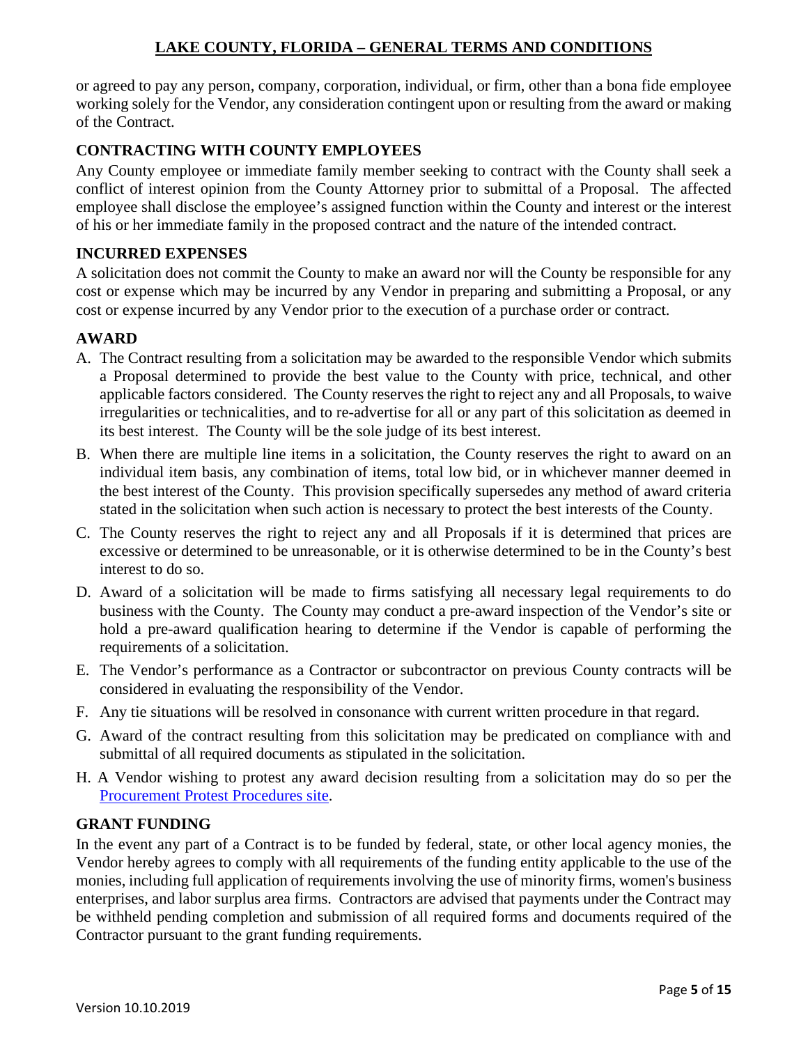or agreed to pay any person, company, corporation, individual, or firm, other than a bona fide employee working solely for the Vendor, any consideration contingent upon or resulting from the award or making of the Contract.

## CONTRACTING WITH COUNTY EMPLOYEES

Any County employee or immediate family member seeking to contract with the County shall seek a conflict of interest opinion from the County Attorney prior to submittal of a Proposal. The affected employee shall disclose the employee's assigned function within the County and interest or the interest of his or her immediate family in the proposed contract and the nature of the intended contract.

## INCURRED EXPENSES

A solicitation does not commit the County to make an award nor will the County be responsible for any cost or expense which may be incurred by any Vendor in preparing and submitting a Proposal, or any cost or expense incurred by any Vendor prior to the execution of a purchase order or contract.

## AWARD

A. The Contract resulting from a solicitation may be awarded to the responsible Vendor which submits a Proposal determined to provide the best value to the County with price, technical, and other applicable factors considered. The County reserves the right to reject any and all Proposals, to waive irregularities or technicalities, and to re-advertise for all or any part of this solicitation as deemed in its best interest. The County will be the sole judge of its best interest.

B. When there are multiple line items in a solicitation, the County reserves the right to award on an individual item basis, any combination of items, total low bid, or in whichever manner deemed in the best interest of the County. This provision specifically supersedes any method of award criteria stated in the solicitation when such action is necessary to protect the best interests of the County.

C. The County reserves the right to reject any and all Proposals if it is determined that prices are excessive or determined to be unreasonable, or it is otherwise determined to be in the County's best interest to do so.

D. Award of a solicitation will be made to firms satisfying all necessary legal requirements to do business with the County. The County may conduct a pre-award inspection of the Vendor's site or hold a pre-award qualification hearing to determine if the Vendor is capable of performing the requirements of a solicitation.

E. The Vendor's performance as a Contractor or subcontractor on previous County contracts will be considered in evaluating the responsibility of the Vendor.

F. Any tie situations will be resolved in consonance with current written procedure in that regard.

G. Award of the contract resulting from this solicitation may be predicated on compliance with and submittal of all required documents as stipulated in the solicitation.

H. A Vendor wishing to protest any award decision resulting from a solicitation may do so per the Procurement Protest Procedures site.

## GRANT FUNDING

In the event any part of a Contract is to be funded by federal, state, or other local agency monies, the Vendor hereby agrees to comply with all requirements of the funding entity applicable to the use of the monies, including full application of requirements involving the use of minority firms, women's business enterprises, and labor surplus area firms. Contractors are advised that payments under the Contract may be withheld pending completion and submission of all required forms and documents required of the Contractor pursuant to the grant funding requirements.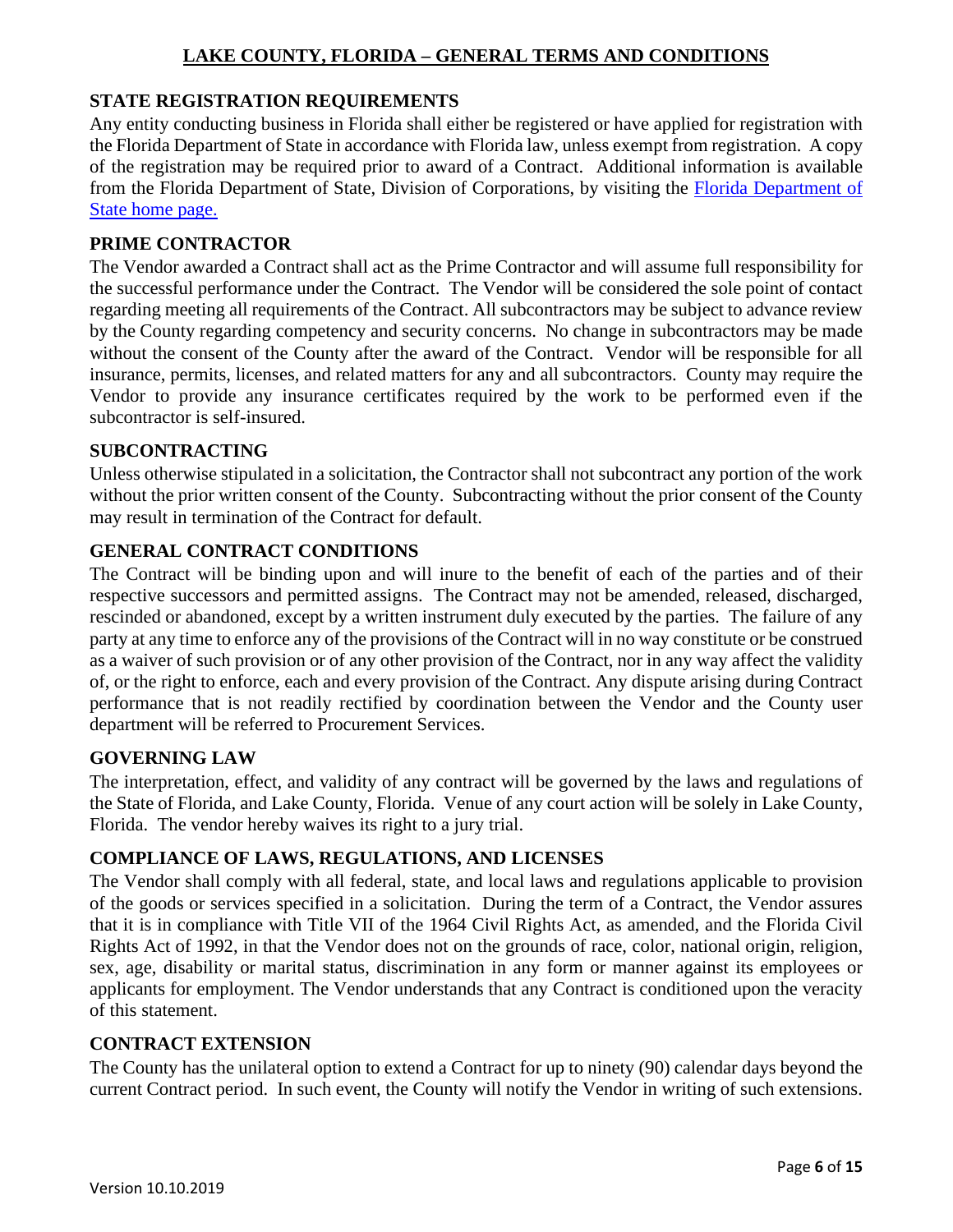# LAKE COUNTY, FLORIDA – GENERAL TERMS AND CONDITIONS

## STATE REGISTRATION REQUIREMENTS

Any entity conducting business in Florida shall either be registered or have applied for registration with the Florida Department of State in accordance with Florida law, unless exempt from registration. A copy of the registration may be required prior to award of a Contract. Additional information is available from the Florida Department of State, Division of Corporations, by visiting the Florida Department of State home page.

## PRIME CONTRACTOR

The Vendor awarded a Contract shall act as the Prime Contractor and will assume full responsibility for the successful performance under the Contract. The Vendor will be considered the sole point of contact regarding meeting all requirements of the Contract. All subcontractors may be subject to advance review by the County regarding competency and security concerns. No change in subcontractors may be made without the consent of the County after the award of the Contract. Vendor will be responsible for all insurance, permits, licenses, and related matters for any and all subcontractors. County may require the Vendor to provide any insurance certificates required by the work to be performed even if the subcontractor is self-insured.

## SUBCONTRACTING

Unless otherwise stipulated in a solicitation, the Contractor shall not subcontract any portion of the work without the prior written consent of the County. Subcontracting without the prior consent of the County may result in termination of the Contract for default.

## GENERAL CONTRACT CONDITIONS

The Contract will be binding upon and will inure to the benefit of each of the parties and of their respective successors and permitted assigns. The Contract may not be amended, released, discharged, rescinded or abandoned, except by a written instrument duly executed by the parties. The failure of any party at any time to enforce any of the provisions of the Contract will in no way constitute or be construed as a waiver of such provision or of any other provision of the Contract, nor in any way affect the validity of, or the right to enforce, each and every provision of the Contract. Any dispute arising during Contract performance that is not readily rectified by coordination between the Vendor and the County user department will be referred to Procurement Services.

## GOVERNING LAW

The interpretation, effect, and validity of any contract will be governed by the laws and regulations of the State of Florida, and Lake County, Florida. Venue of any court action will be solely in Lake County, Florida. The vendor hereby waives its right to a jury trial.

## COMPLIANCE OF LAWS, REGULATIONS, AND LICENSES

The Vendor shall comply with all federal, state, and local laws and regulations applicable to provision of the goods or services specified in a solicitation. During the term of a Contract, the Vendor assures that it is in compliance with Title VII of the 1964 Civil Rights Act, as amended, and the Florida Civil Rights Act of 1992, in that the Vendor does not on the grounds of race, color, national origin, religion, sex, age, disability or marital status, discrimination in any form or manner against its employees or applicants for employment. The Vendor understands that any Contract is conditioned upon the veracity of this statement.

## CONTRACT EXTENSION

The County has the unilateral option to extend a Contract for up to ninety (90) calendar days beyond the current Contract period. In such event, the County will notify the Vendor in writing of such extensions.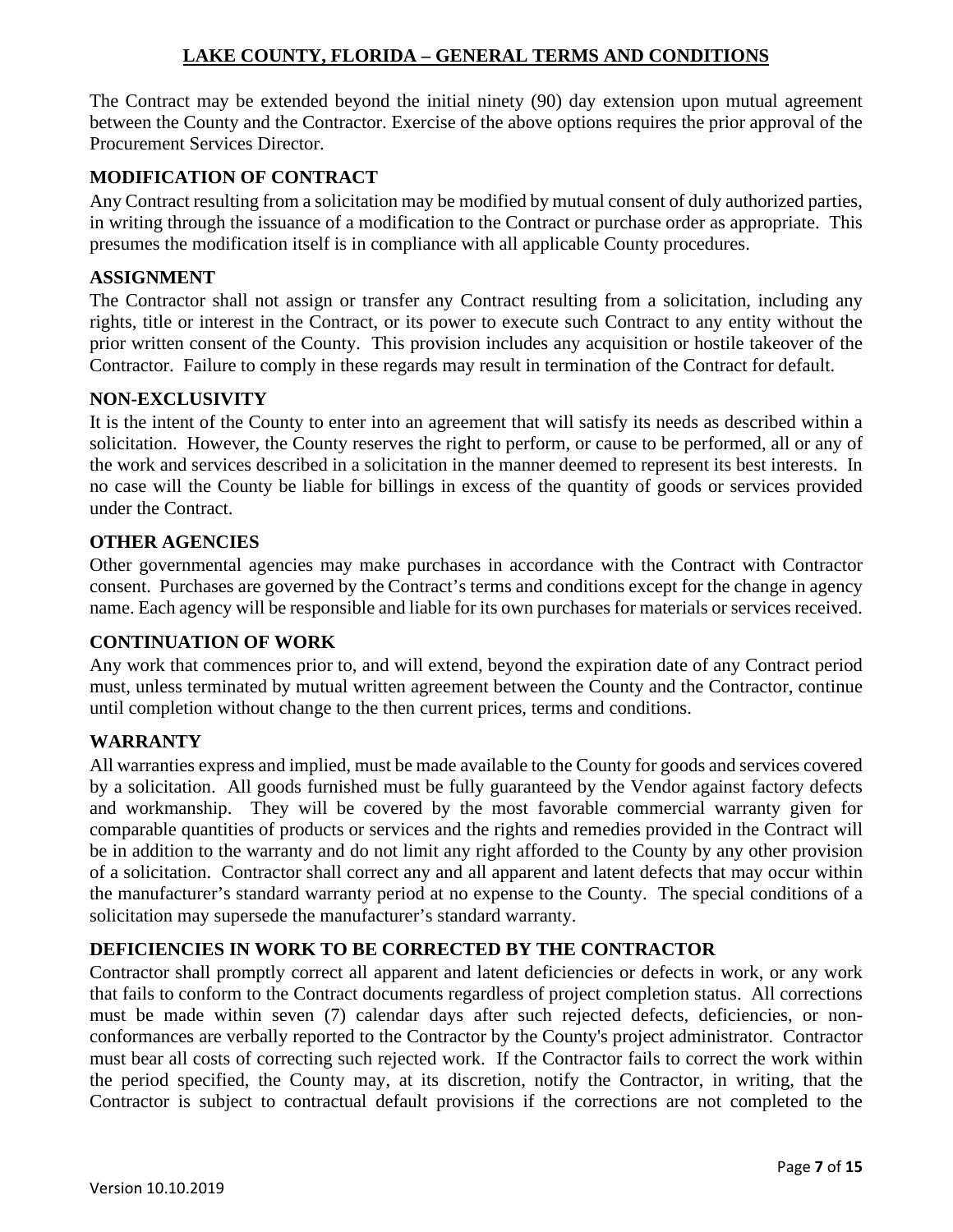The Contract may be extended beyond the initial ninety (90) day extension upon mutual agreement between the County and the Contractor. Exercise of the above options requires the prior approval of the Procurement Services Director.

### MODIFICATION OF CONTRACT

Any Contract resulting from a solicitation may be modified by mutual consent of duly authorized parties, in writing through the issuance of a modification to the Contract or purchase order as appropriate. This presumes the modification itself is in compliance with all applicable County procedures.

### ASSIGNMENT

The Contractor shall not assign or transfer any Contract resulting from a solicitation, including any rights, title or interest in the Contract, or its power to execute such Contract to any entity without the prior written consent of the County. This provision includes any acquisition or hostile takeover of the Contractor. Failure to comply in these regards may result in termination of the Contract for default.

### NON-EXCLUSIVITY

It is the intent of the County to enter into an agreement that will satisfy its needs as described within a solicitation. However, the County reserves the right to perform, or cause to be performed, all or any of the work and services described in a solicitation in the manner deemed to represent its best interests. In no case will the County be liable for billings in excess of the quantity of goods or services provided under the Contract.

### OTHER AGENCIES

Other governmental agencies may make purchases in accordance with the Contract with Contractor consent. Purchases are governed by the Contract's terms and conditions except for the change in agency name. Each agency will be responsible and liable for its own purchases for materials or services received.

### CONTINUATION OF WORK

Any work that commences prior to, and will extend, beyond the expiration date of any Contract period must, unless terminated by mutual written agreement between the County and the Contractor, continue until completion without change to the then current prices, terms and conditions.

### WARRANTY

All warranties express and implied, must be made available to the County for goods and services covered by a solicitation. All goods furnished must be fully guaranteed by the Vendor against factory defects and workmanship. They will be covered by the most favorable commercial warranty given for comparable quantities of products or services and the rights and remedies provided in the Contract will be in addition to the warranty and do not limit any right afforded to the County by any other provision of a solicitation. Contractor shall correct any and all apparent and latent defects that may occur within the manufacturer's standard warranty period at no expense to the County. The special conditions of a solicitation may supersede the manufacturer's standard warranty.

### DEFICIENCIES IN WORK TO BE CORRECTED BY THE CONTRACTOR

Contractor shall promptly correct all apparent and latent deficiencies or defects in work, or any work that fails to conform to the Contract documents regardless of project completion status. All corrections must be made within seven (7) calendar days after such rejected defects, deficiencies, or non-conformances are verbally reported to the Contractor by the County's project administrator. Contractor must bear all costs of correcting such rejected work. If the Contractor fails to correct the work within the period specified, the County may, at its discretion, notify the Contractor, in writing, that the Contractor is subject to contractual default provisions if the corrections are not completed to the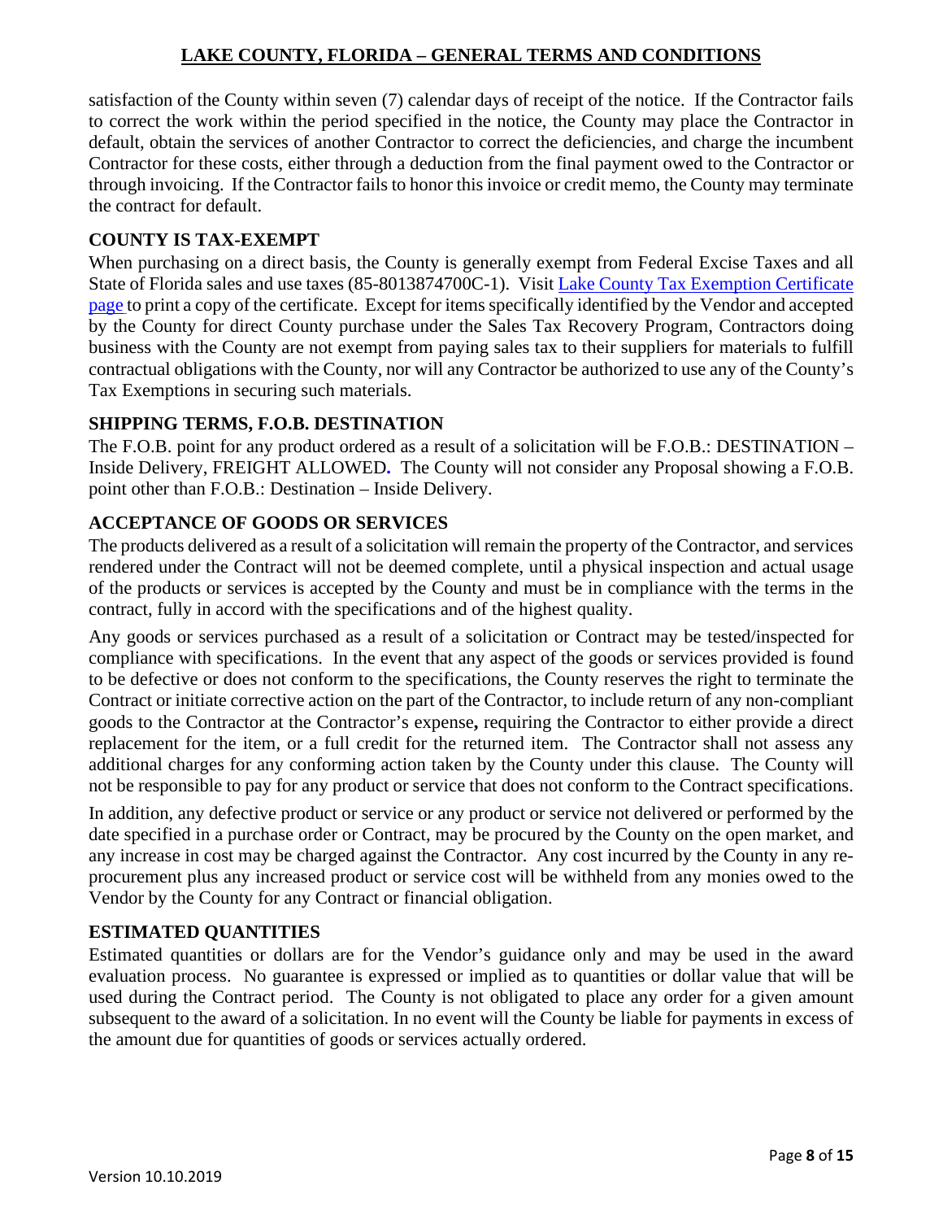satisfaction of the County within seven (7) calendar days of receipt of the notice. If the Contractor fails to correct the work within the period specified in the notice, the County may place the Contractor in default, obtain the services of another Contractor to correct the deficiencies, and charge the incumbent Contractor for these costs, either through a deduction from the final payment owed to the Contractor or through invoicing. If the Contractor fails to honor this invoice or credit memo, the County may terminate the contract for default.

## COUNTY IS TAX-EXEMPT

When purchasing on a direct basis, the County is generally exempt from Federal Excise Taxes and all State of Florida sales and use taxes (85-8013874700C-1). Visit Lake County Tax Exemption Certificate page to print a copy of the certificate. Except for items specifically identified by the Vendor and accepted by the County for direct County purchase under the Sales Tax Recovery Program, Contractors doing business with the County are not exempt from paying sales tax to their suppliers for materials to fulfill contractual obligations with the County, nor will any Contractor be authorized to use any of the County's Tax Exemptions in securing such materials.

## SHIPPING TERMS, F.O.B. DESTINATION

The F.O.B. point for any product ordered as a result of a solicitation will be F.O.B.: DESTINATION – Inside Delivery, FREIGHT ALLOWED. The County will not consider any Proposal showing a F.O.B. point other than F.O.B.: Destination – Inside Delivery.

## ACCEPTANCE OF GOODS OR SERVICES

The products delivered as a result of a solicitation will remain the property of the Contractor, and services rendered under the Contract will not be deemed complete, until a physical inspection and actual usage of the products or services is accepted by the County and must be in compliance with the terms in the contract, fully in accord with the specifications and of the highest quality.

Any goods or services purchased as a result of a solicitation or Contract may be tested/inspected for compliance with specifications. In the event that any aspect of the goods or services provided is found to be defective or does not conform to the specifications, the County reserves the right to terminate the Contract or initiate corrective action on the part of the Contractor, to include return of any non-compliant goods to the Contractor at the Contractor's expense, requiring the Contractor to either provide a direct replacement for the item, or a full credit for the returned item. The Contractor shall not assess any additional charges for any conforming action taken by the County under this clause. The County will not be responsible to pay for any product or service that does not conform to the Contract specifications.

In addition, any defective product or service or any product or service not delivered or performed by the date specified in a purchase order or Contract, may be procured by the County on the open market, and any increase in cost may be charged against the Contractor. Any cost incurred by the County in any re-procurement plus any increased product or service cost will be withheld from any monies owed to the Vendor by the County for any Contract or financial obligation.

## ESTIMATED QUANTITIES

Estimated quantities or dollars are for the Vendor's guidance only and may be used in the award evaluation process. No guarantee is expressed or implied as to quantities or dollar value that will be used during the Contract period. The County is not obligated to place any order for a given amount subsequent to the award of a solicitation. In no event will the County be liable for payments in excess of the amount due for quantities of goods or services actually ordered.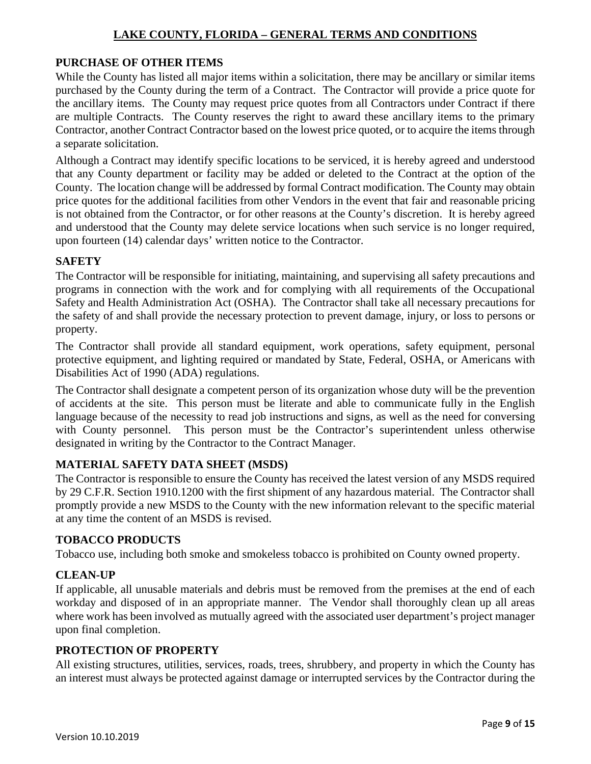## PURCHASE OF OTHER ITEMS

While the County has listed all major items within a solicitation, there may be ancillary or similar items purchased by the County during the term of a Contract. The Contractor will provide a price quote for the ancillary items. The County may request price quotes from all Contractors under Contract if there are multiple Contracts. The County reserves the right to award these ancillary items to the primary Contractor, another Contract Contractor based on the lowest price quoted, or to acquire the items through a separate solicitation.

Although a Contract may identify specific locations to be serviced, it is hereby agreed and understood that any County department or facility may be added or deleted to the Contract at the option of the County. The location change will be addressed by formal Contract modification. The County may obtain price quotes for the additional facilities from other Vendors in the event that fair and reasonable pricing is not obtained from the Contractor, or for other reasons at the County's discretion. It is hereby agreed and understood that the County may delete service locations when such service is no longer required, upon fourteen (14) calendar days' written notice to the Contractor.

## SAFETY

The Contractor will be responsible for initiating, maintaining, and supervising all safety precautions and programs in connection with the work and for complying with all requirements of the Occupational Safety and Health Administration Act (OSHA). The Contractor shall take all necessary precautions for the safety of and shall provide the necessary protection to prevent damage, injury, or loss to persons or property.

The Contractor shall provide all standard equipment, work operations, safety equipment, personal protective equipment, and lighting required or mandated by State, Federal, OSHA, or Americans with Disabilities Act of 1990 (ADA) regulations.

The Contractor shall designate a competent person of its organization whose duty will be the prevention of accidents at the site. This person must be literate and able to communicate fully in the English language because of the necessity to read job instructions and signs, as well as the need for conversing with County personnel. This person must be the Contractor's superintendent unless otherwise designated in writing by the Contractor to the Contract Manager.

## MATERIAL SAFETY DATA SHEET (MSDS)

The Contractor is responsible to ensure the County has received the latest version of any MSDS required by 29 C.F.R. Section 1910.1200 with the first shipment of any hazardous material. The Contractor shall promptly provide a new MSDS to the County with the new information relevant to the specific material at any time the content of an MSDS is revised.

## TOBACCO PRODUCTS

Tobacco use, including both smoke and smokeless tobacco is prohibited on County owned property.

## CLEAN-UP

If applicable, all unusable materials and debris must be removed from the premises at the end of each workday and disposed of in an appropriate manner. The Vendor shall thoroughly clean up all areas where work has been involved as mutually agreed with the associated user department's project manager upon final completion.

## PROTECTION OF PROPERTY

All existing structures, utilities, services, roads, trees, shrubbery, and property in which the County has an interest must always be protected against damage or interrupted services by the Contractor during the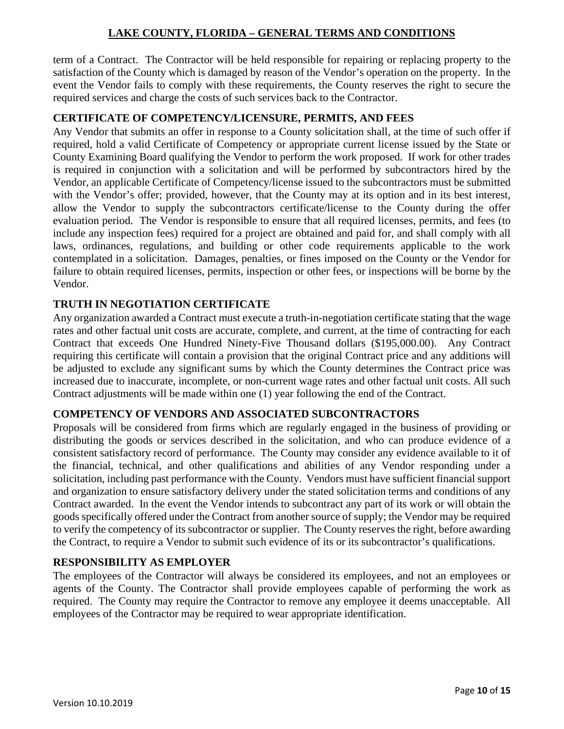term of a Contract. The Contractor will be held responsible for repairing or replacing property to the satisfaction of the County which is damaged by reason of the Vendor's operation on the property. In the event the Vendor fails to comply with these requirements, the County reserves the right to secure the required services and charge the costs of such services back to the Contractor.

### CERTIFICATE OF COMPETENCY/LICENSURE, PERMITS, AND FEES

Any Vendor that submits an offer in response to a County solicitation shall, at the time of such offer if required, hold a valid Certificate of Competency or appropriate current license issued by the State or County Examining Board qualifying the Vendor to perform the work proposed. If work for other trades is required in conjunction with a solicitation and will be performed by subcontractors hired by the Vendor, an applicable Certificate of Competency/license issued to the subcontractors must be submitted with the Vendor's offer; provided, however, that the County may at its option and in its best interest, allow the Vendor to supply the subcontractors certificate/license to the County during the offer evaluation period. The Vendor is responsible to ensure that all required licenses, permits, and fees (to include any inspection fees) required for a project are obtained and paid for, and shall comply with all laws, ordinances, regulations, and building or other code requirements applicable to the work contemplated in a solicitation. Damages, penalties, or fines imposed on the County or the Vendor for failure to obtain required licenses, permits, inspection or other fees, or inspections will be borne by the Vendor.

### TRUTH IN NEGOTIATION CERTIFICATE

Any organization awarded a Contract must execute a truth-in-negotiation certificate stating that the wage rates and other factual unit costs are accurate, complete, and current, at the time of contracting for each Contract that exceeds One Hundred Ninety-Five Thousand dollars ($195,000.00). Any Contract requiring this certificate will contain a provision that the original Contract price and any additions will be adjusted to exclude any significant sums by which the County determines the Contract price was increased due to inaccurate, incomplete, or non-current wage rates and other factual unit costs. All such Contract adjustments will be made within one (1) year following the end of the Contract.

### COMPETENCY OF VENDORS AND ASSOCIATED SUBCONTRACTORS

Proposals will be considered from firms which are regularly engaged in the business of providing or distributing the goods or services described in the solicitation, and who can produce evidence of a consistent satisfactory record of performance. The County may consider any evidence available to it of the financial, technical, and other qualifications and abilities of any Vendor responding under a solicitation, including past performance with the County. Vendors must have sufficient financial support and organization to ensure satisfactory delivery under the stated solicitation terms and conditions of any Contract awarded. In the event the Vendor intends to subcontract any part of its work or will obtain the goods specifically offered under the Contract from another source of supply; the Vendor may be required to verify the competency of its subcontractor or supplier. The County reserves the right, before awarding the Contract, to require a Vendor to submit such evidence of its or its subcontractor's qualifications.

### RESPONSIBILITY AS EMPLOYER

The employees of the Contractor will always be considered its employees, and not an employees or agents of the County. The Contractor shall provide employees capable of performing the work as required. The County may require the Contractor to remove any employee it deems unacceptable. All employees of the Contractor may be required to wear appropriate identification.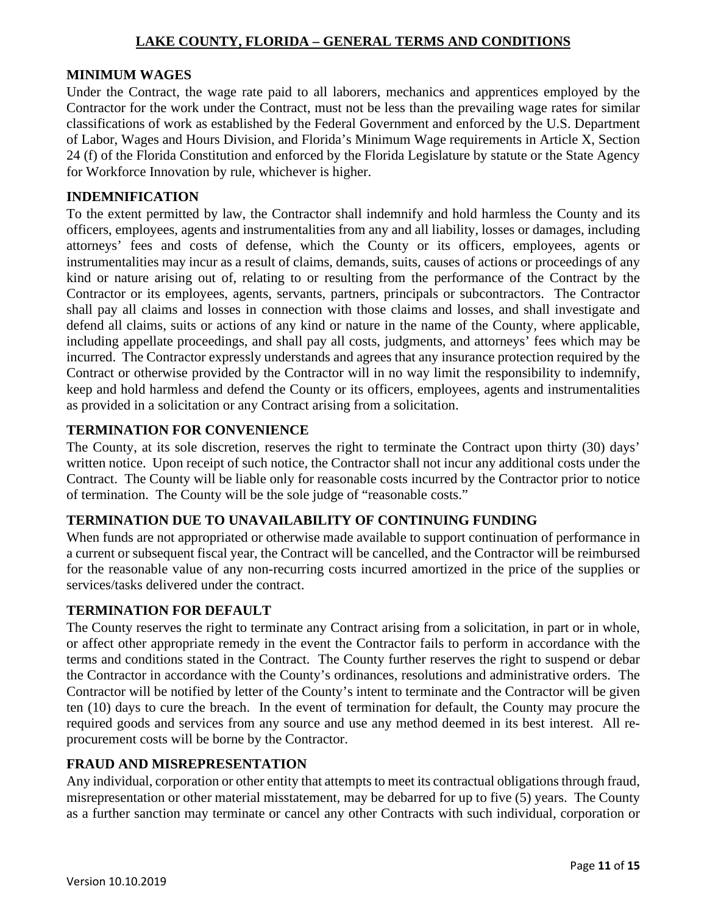## LAKE COUNTY, FLORIDA – GENERAL TERMS AND CONDITIONS

### MINIMUM WAGES

Under the Contract, the wage rate paid to all laborers, mechanics and apprentices employed by the Contractor for the work under the Contract, must not be less than the prevailing wage rates for similar classifications of work as established by the Federal Government and enforced by the U.S. Department of Labor, Wages and Hours Division, and Florida's Minimum Wage requirements in Article X, Section 24 (f) of the Florida Constitution and enforced by the Florida Legislature by statute or the State Agency for Workforce Innovation by rule, whichever is higher.

### INDEMNIFICATION

To the extent permitted by law, the Contractor shall indemnify and hold harmless the County and its officers, employees, agents and instrumentalities from any and all liability, losses or damages, including attorneys' fees and costs of defense, which the County or its officers, employees, agents or instrumentalities may incur as a result of claims, demands, suits, causes of actions or proceedings of any kind or nature arising out of, relating to or resulting from the performance of the Contract by the Contractor or its employees, agents, servants, partners, principals or subcontractors. The Contractor shall pay all claims and losses in connection with those claims and losses, and shall investigate and defend all claims, suits or actions of any kind or nature in the name of the County, where applicable, including appellate proceedings, and shall pay all costs, judgments, and attorneys' fees which may be incurred. The Contractor expressly understands and agrees that any insurance protection required by the Contract or otherwise provided by the Contractor will in no way limit the responsibility to indemnify, keep and hold harmless and defend the County or its officers, employees, agents and instrumentalities as provided in a solicitation or any Contract arising from a solicitation.

### TERMINATION FOR CONVENIENCE

The County, at its sole discretion, reserves the right to terminate the Contract upon thirty (30) days' written notice. Upon receipt of such notice, the Contractor shall not incur any additional costs under the Contract. The County will be liable only for reasonable costs incurred by the Contractor prior to notice of termination. The County will be the sole judge of "reasonable costs."

### TERMINATION DUE TO UNAVAILABILITY OF CONTINUING FUNDING

When funds are not appropriated or otherwise made available to support continuation of performance in a current or subsequent fiscal year, the Contract will be cancelled, and the Contractor will be reimbursed for the reasonable value of any non-recurring costs incurred amortized in the price of the supplies or services/tasks delivered under the contract.

### TERMINATION FOR DEFAULT

The County reserves the right to terminate any Contract arising from a solicitation, in part or in whole, or affect other appropriate remedy in the event the Contractor fails to perform in accordance with the terms and conditions stated in the Contract. The County further reserves the right to suspend or debar the Contractor in accordance with the County's ordinances, resolutions and administrative orders. The Contractor will be notified by letter of the County's intent to terminate and the Contractor will be given ten (10) days to cure the breach. In the event of termination for default, the County may procure the required goods and services from any source and use any method deemed in its best interest. All re-procurement costs will be borne by the Contractor.

### FRAUD AND MISREPRESENTATION

Any individual, corporation or other entity that attempts to meet its contractual obligations through fraud, misrepresentation or other material misstatement, may be debarred for up to five (5) years. The County as a further sanction may terminate or cancel any other Contracts with such individual, corporation or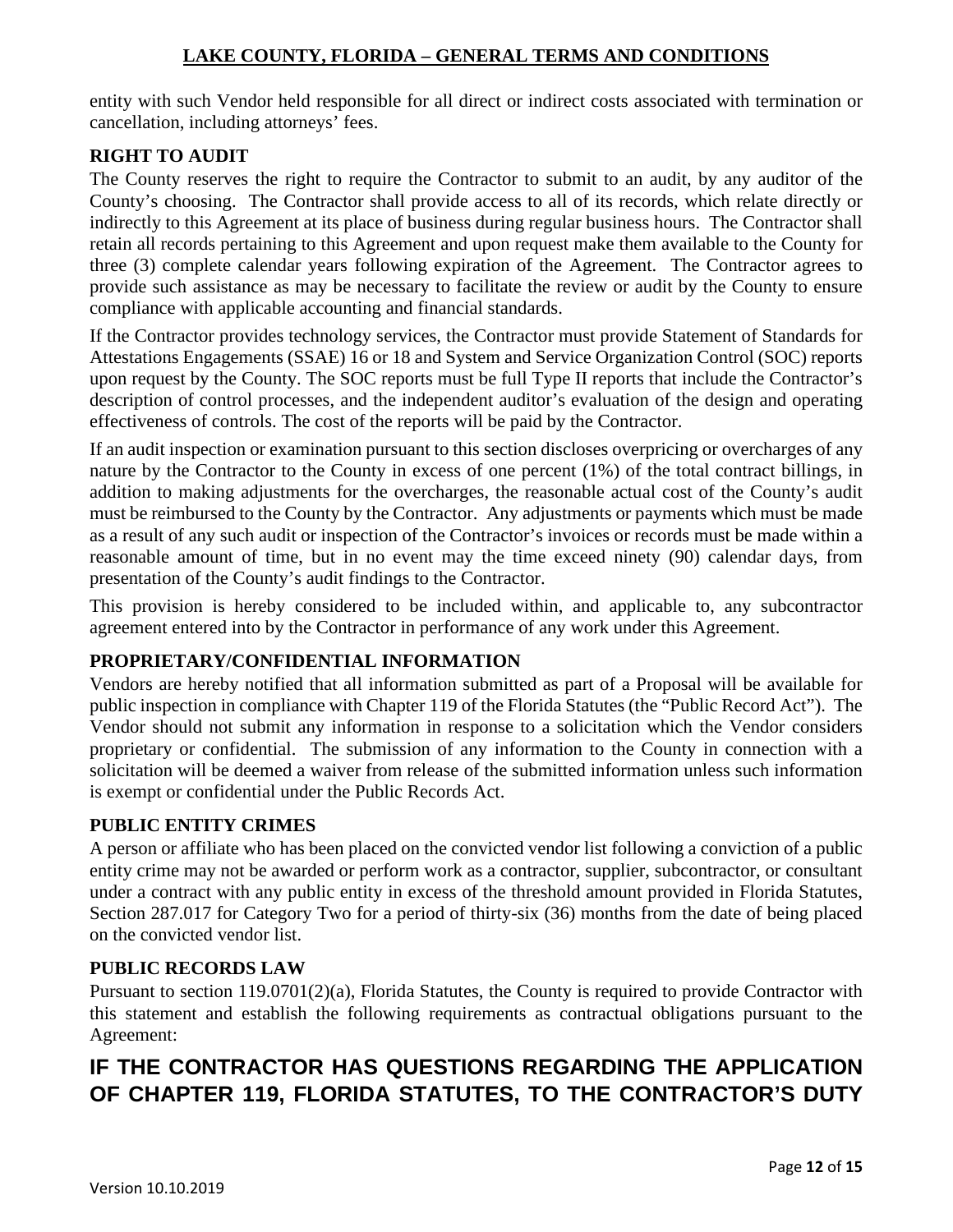entity with such Vendor held responsible for all direct or indirect costs associated with termination or cancellation, including attorneys' fees.

## RIGHT TO AUDIT

The County reserves the right to require the Contractor to submit to an audit, by any auditor of the County's choosing. The Contractor shall provide access to all of its records, which relate directly or indirectly to this Agreement at its place of business during regular business hours. The Contractor shall retain all records pertaining to this Agreement and upon request make them available to the County for three (3) complete calendar years following expiration of the Agreement. The Contractor agrees to provide such assistance as may be necessary to facilitate the review or audit by the County to ensure compliance with applicable accounting and financial standards.

If the Contractor provides technology services, the Contractor must provide Statement of Standards for Attestations Engagements (SSAE) 16 or 18 and System and Service Organization Control (SOC) reports upon request by the County. The SOC reports must be full Type II reports that include the Contractor's description of control processes, and the independent auditor's evaluation of the design and operating effectiveness of controls. The cost of the reports will be paid by the Contractor.

If an audit inspection or examination pursuant to this section discloses overpricing or overcharges of any nature by the Contractor to the County in excess of one percent (1%) of the total contract billings, in addition to making adjustments for the overcharges, the reasonable actual cost of the County's audit must be reimbursed to the County by the Contractor. Any adjustments or payments which must be made as a result of any such audit or inspection of the Contractor's invoices or records must be made within a reasonable amount of time, but in no event may the time exceed ninety (90) calendar days, from presentation of the County's audit findings to the Contractor.

This provision is hereby considered to be included within, and applicable to, any subcontractor agreement entered into by the Contractor in performance of any work under this Agreement.

## PROPRIETARY/CONFIDENTIAL INFORMATION

Vendors are hereby notified that all information submitted as part of a Proposal will be available for public inspection in compliance with Chapter 119 of the Florida Statutes (the "Public Record Act"). The Vendor should not submit any information in response to a solicitation which the Vendor considers proprietary or confidential. The submission of any information to the County in connection with a solicitation will be deemed a waiver from release of the submitted information unless such information is exempt or confidential under the Public Records Act.

## PUBLIC ENTITY CRIMES

A person or affiliate who has been placed on the convicted vendor list following a conviction of a public entity crime may not be awarded or perform work as a contractor, supplier, subcontractor, or consultant under a contract with any public entity in excess of the threshold amount provided in Florida Statutes, Section 287.017 for Category Two for a period of thirty-six (36) months from the date of being placed on the convicted vendor list.

## PUBLIC RECORDS LAW

Pursuant to section 119.0701(2)(a), Florida Statutes, the County is required to provide Contractor with this statement and establish the following requirements as contractual obligations pursuant to the Agreement:

**IF THE CONTRACTOR HAS QUESTIONS REGARDING THE APPLICATION OF CHAPTER 119, FLORIDA STATUTES, TO THE CONTRACTOR'S DUTY**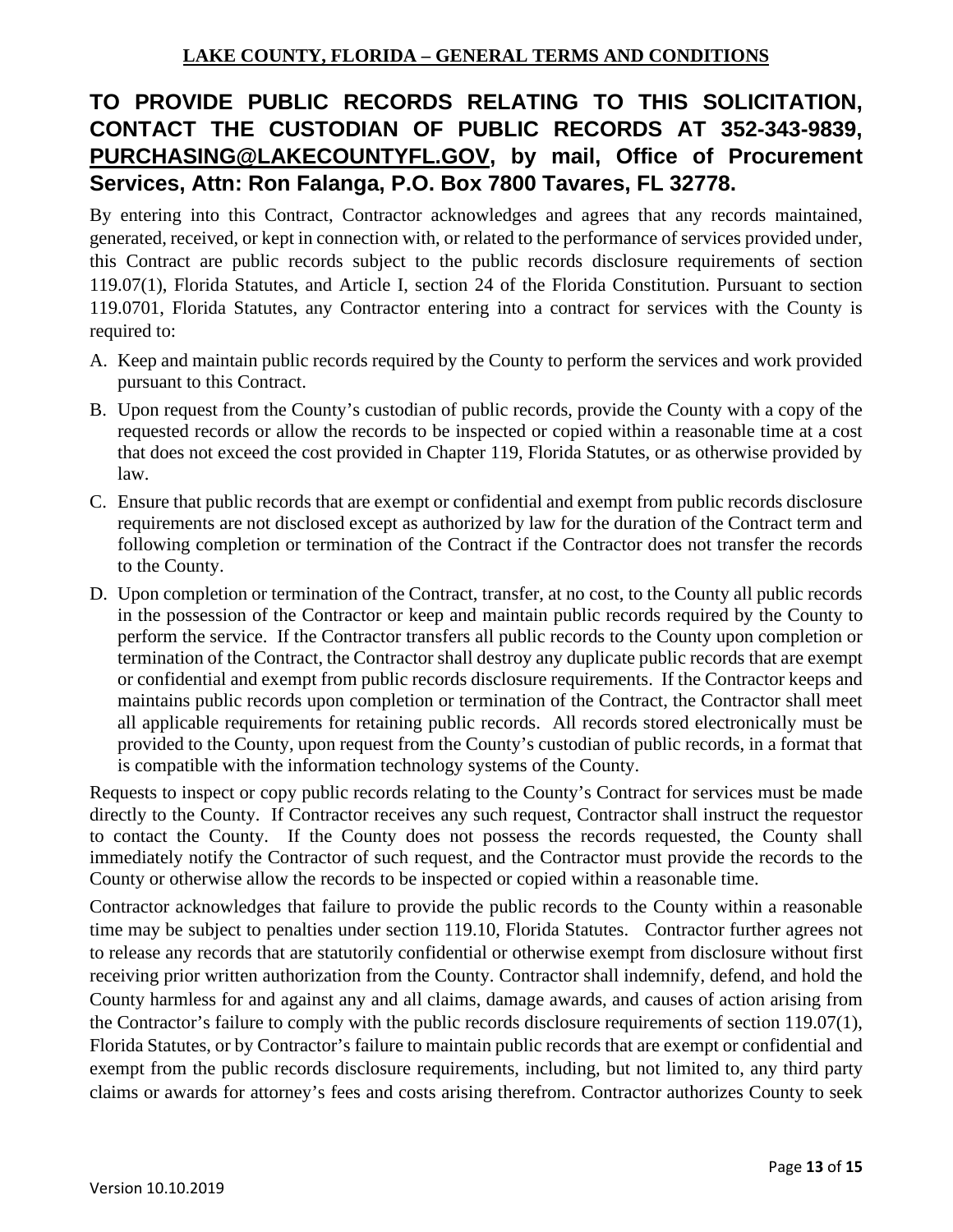**TO PROVIDE PUBLIC RECORDS RELATING TO THIS SOLICITATION, CONTACT THE CUSTODIAN OF PUBLIC RECORDS AT 352-343-9839, PURCHASING@LAKECOUNTYFL.GOV, by mail, Office of Procurement Services, Attn: Ron Falanga, P.O. Box 7800 Tavares, FL 32778.**

By entering into this Contract, Contractor acknowledges and agrees that any records maintained, generated, received, or kept in connection with, or related to the performance of services provided under, this Contract are public records subject to the public records disclosure requirements of section 119.07(1), Florida Statutes, and Article I, section 24 of the Florida Constitution. Pursuant to section 119.0701, Florida Statutes, any Contractor entering into a contract for services with the County is required to:

A. Keep and maintain public records required by the County to perform the services and work provided pursuant to this Contract.

B. Upon request from the County's custodian of public records, provide the County with a copy of the requested records or allow the records to be inspected or copied within a reasonable time at a cost that does not exceed the cost provided in Chapter 119, Florida Statutes, or as otherwise provided by law.

C. Ensure that public records that are exempt or confidential and exempt from public records disclosure requirements are not disclosed except as authorized by law for the duration of the Contract term and following completion or termination of the Contract if the Contractor does not transfer the records to the County.

D. Upon completion or termination of the Contract, transfer, at no cost, to the County all public records in the possession of the Contractor or keep and maintain public records required by the County to perform the service. If the Contractor transfers all public records to the County upon completion or termination of the Contract, the Contractor shall destroy any duplicate public records that are exempt or confidential and exempt from public records disclosure requirements. If the Contractor keeps and maintains public records upon completion or termination of the Contract, the Contractor shall meet all applicable requirements for retaining public records. All records stored electronically must be provided to the County, upon request from the County's custodian of public records, in a format that is compatible with the information technology systems of the County.

Requests to inspect or copy public records relating to the County's Contract for services must be made directly to the County. If Contractor receives any such request, Contractor shall instruct the requestor to contact the County. If the County does not possess the records requested, the County shall immediately notify the Contractor of such request, and the Contractor must provide the records to the County or otherwise allow the records to be inspected or copied within a reasonable time.

Contractor acknowledges that failure to provide the public records to the County within a reasonable time may be subject to penalties under section 119.10, Florida Statutes. Contractor further agrees not to release any records that are statutorily confidential or otherwise exempt from disclosure without first receiving prior written authorization from the County. Contractor shall indemnify, defend, and hold the County harmless for and against any and all claims, damage awards, and causes of action arising from the Contractor's failure to comply with the public records disclosure requirements of section 119.07(1), Florida Statutes, or by Contractor's failure to maintain public records that are exempt or confidential and exempt from the public records disclosure requirements, including, but not limited to, any third party claims or awards for attorney's fees and costs arising therefrom. Contractor authorizes County to seek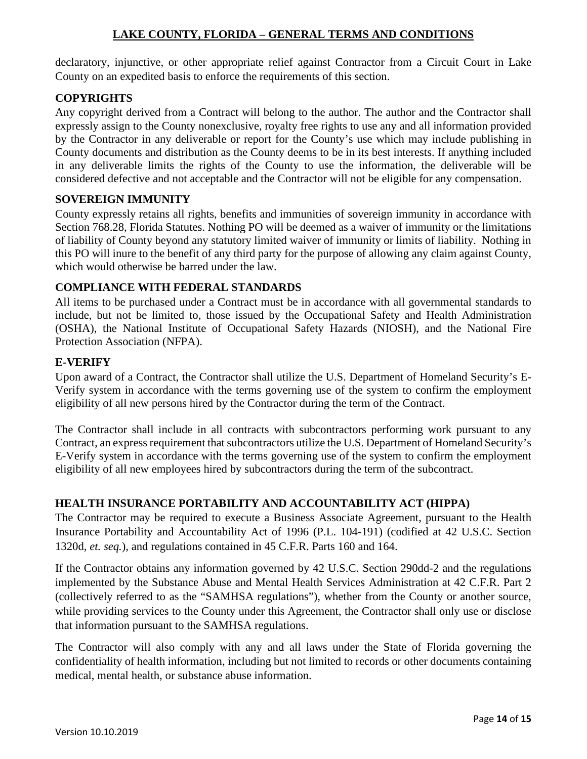declaratory, injunctive, or other appropriate relief against Contractor from a Circuit Court in Lake County on an expedited basis to enforce the requirements of this section.

## COPYRIGHTS

Any copyright derived from a Contract will belong to the author. The author and the Contractor shall expressly assign to the County nonexclusive, royalty free rights to use any and all information provided by the Contractor in any deliverable or report for the County's use which may include publishing in County documents and distribution as the County deems to be in its best interests. If anything included in any deliverable limits the rights of the County to use the information, the deliverable will be considered defective and not acceptable and the Contractor will not be eligible for any compensation.

## SOVEREIGN IMMUNITY

County expressly retains all rights, benefits and immunities of sovereign immunity in accordance with Section 768.28, Florida Statutes. Nothing PO will be deemed as a waiver of immunity or the limitations of liability of County beyond any statutory limited waiver of immunity or limits of liability. Nothing in this PO will inure to the benefit of any third party for the purpose of allowing any claim against County, which would otherwise be barred under the law.

## COMPLIANCE WITH FEDERAL STANDARDS

All items to be purchased under a Contract must be in accordance with all governmental standards to include, but not be limited to, those issued by the Occupational Safety and Health Administration (OSHA), the National Institute of Occupational Safety Hazards (NIOSH), and the National Fire Protection Association (NFPA).

## E-VERIFY

Upon award of a Contract, the Contractor shall utilize the U.S. Department of Homeland Security's E-Verify system in accordance with the terms governing use of the system to confirm the employment eligibility of all new persons hired by the Contractor during the term of the Contract.

The Contractor shall include in all contracts with subcontractors performing work pursuant to any Contract, an express requirement that subcontractors utilize the U.S. Department of Homeland Security's E-Verify system in accordance with the terms governing use of the system to confirm the employment eligibility of all new employees hired by subcontractors during the term of the subcontract.

## HEALTH INSURANCE PORTABILITY AND ACCOUNTABILITY ACT (HIPPA)

The Contractor may be required to execute a Business Associate Agreement, pursuant to the Health Insurance Portability and Accountability Act of 1996 (P.L. 104-191) (codified at 42 U.S.C. Section 1320d, *et. seq.*), and regulations contained in 45 C.F.R. Parts 160 and 164.

If the Contractor obtains any information governed by 42 U.S.C. Section 290dd-2 and the regulations implemented by the Substance Abuse and Mental Health Services Administration at 42 C.F.R. Part 2 (collectively referred to as the "SAMHSA regulations"), whether from the County or another source, while providing services to the County under this Agreement, the Contractor shall only use or disclose that information pursuant to the SAMHSA regulations.

The Contractor will also comply with any and all laws under the State of Florida governing the confidentiality of health information, including but not limited to records or other documents containing medical, mental health, or substance abuse information.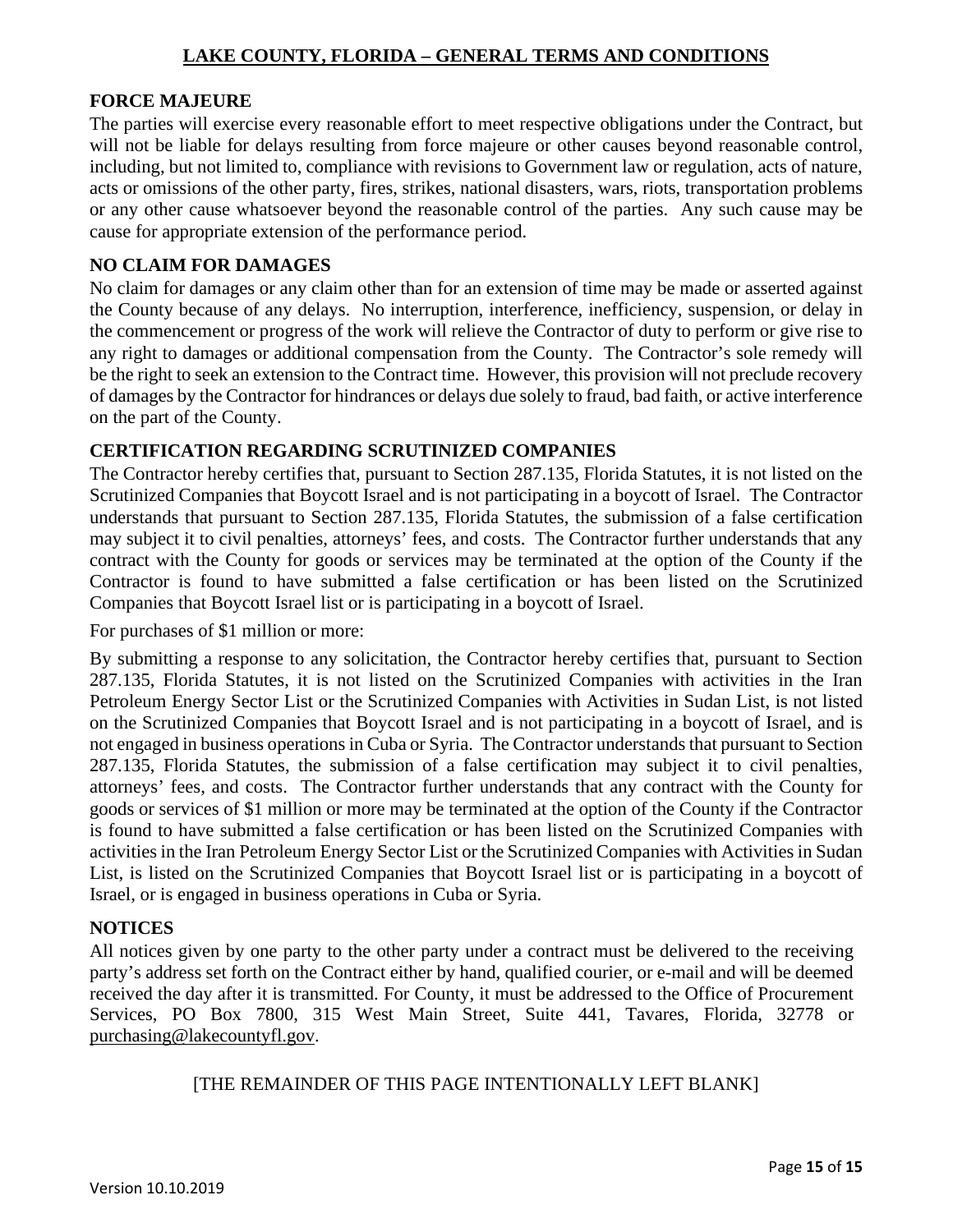## FORCE MAJEURE

The parties will exercise every reasonable effort to meet respective obligations under the Contract, but will not be liable for delays resulting from force majeure or other causes beyond reasonable control, including, but not limited to, compliance with revisions to Government law or regulation, acts of nature, acts or omissions of the other party, fires, strikes, national disasters, wars, riots, transportation problems or any other cause whatsoever beyond the reasonable control of the parties. Any such cause may be cause for appropriate extension of the performance period.

## NO CLAIM FOR DAMAGES

No claim for damages or any claim other than for an extension of time may be made or asserted against the County because of any delays. No interruption, interference, inefficiency, suspension, or delay in the commencement or progress of the work will relieve the Contractor of duty to perform or give rise to any right to damages or additional compensation from the County. The Contractor's sole remedy will be the right to seek an extension to the Contract time. However, this provision will not preclude recovery of damages by the Contractor for hindrances or delays due solely to fraud, bad faith, or active interference on the part of the County.

## CERTIFICATION REGARDING SCRUTINIZED COMPANIES

The Contractor hereby certifies that, pursuant to Section 287.135, Florida Statutes, it is not listed on the Scrutinized Companies that Boycott Israel and is not participating in a boycott of Israel. The Contractor understands that pursuant to Section 287.135, Florida Statutes, the submission of a false certification may subject it to civil penalties, attorneys' fees, and costs. The Contractor further understands that any contract with the County for goods or services may be terminated at the option of the County if the Contractor is found to have submitted a false certification or has been listed on the Scrutinized Companies that Boycott Israel list or is participating in a boycott of Israel.

For purchases of $1 million or more:

By submitting a response to any solicitation, the Contractor hereby certifies that, pursuant to Section 287.135, Florida Statutes, it is not listed on the Scrutinized Companies with activities in the Iran Petroleum Energy Sector List or the Scrutinized Companies with Activities in Sudan List, is not listed on the Scrutinized Companies that Boycott Israel and is not participating in a boycott of Israel, and is not engaged in business operations in Cuba or Syria. The Contractor understands that pursuant to Section 287.135, Florida Statutes, the submission of a false certification may subject it to civil penalties, attorneys' fees, and costs. The Contractor further understands that any contract with the County for goods or services of $1 million or more may be terminated at the option of the County if the Contractor is found to have submitted a false certification or has been listed on the Scrutinized Companies with activities in the Iran Petroleum Energy Sector List or the Scrutinized Companies with Activities in Sudan List, is listed on the Scrutinized Companies that Boycott Israel list or is participating in a boycott of Israel, or is engaged in business operations in Cuba or Syria.

## NOTICES

All notices given by one party to the other party under a contract must be delivered to the receiving party's address set forth on the Contract either by hand, qualified courier, or e-mail and will be deemed received the day after it is transmitted. For County, it must be addressed to the Office of Procurement Services, PO Box 7800, 315 West Main Street, Suite 441, Tavares, Florida, 32778 or purchasing@lakecountyfl.gov.

[THE REMAINDER OF THIS PAGE INTENTIONALLY LEFT BLANK]